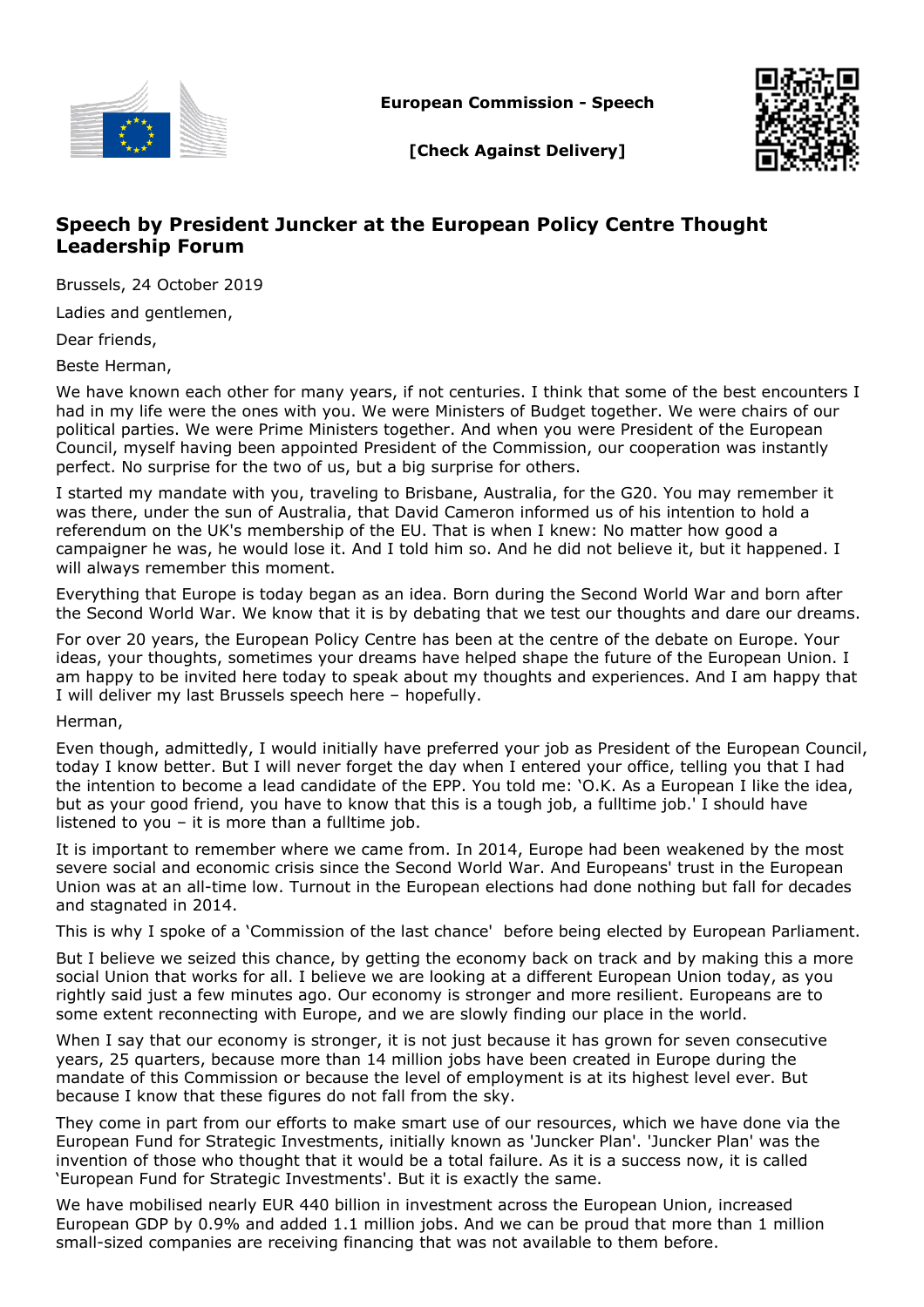European Commission - Speech

[Check Against Delivery]

# Speech by President Juncker at the European Policy Centre Thought Leadership Forum

Brussels, 24 October 2019

Ladies and gentlemen,

Dear friends,

Beste Herman,

We have known each other for many years, if not centuries. I think that some of the best encounters I had in my life were the ones with you. We were Ministers of Budget together. We were chairs of our political parties. We were Prime Ministers together. And when you were President of the European Council, myself having been appointed President of the Commission, our cooperation was instantly perfect. No surprise for the two of us, but a big surprise for others.

I started my mandate with you, traveling to Brisbane, Australia, for the G20. You may remember it was there, under the sun of Australia, that David Cameron informed us of his intention to hold a referendum on the UK's membership of the EU. That is when I knew: No matter how good a campaigner he was, he would lose it. And I told him so. And he did not believe it, but it happened. I will always remember this moment.

Everything that Europe is today began as an idea. Born during the Second World War and born after the Second World War. We know that it is by debating that we test our thoughts and dare our dreams.

For over 20 years, the European Policy Centre has been at the centre of the debate on Europe. Your ideas, your thoughts, sometimes your dreams have helped shape the future of the European Union. I am happy to be invited here today to speak about my thoughts and experiences. And I am happy that I will deliver my last Brussels speech here – hopefully.

Herman,

Even though, admittedly, I would initially have preferred your job as President of the European Council, today I know better. But I will never forget the day when I entered your office, telling you that I had the intention to become a lead candidate of the EPP. You told me: 'O.K. As a European I like the idea, but as your good friend, you have to know that this is a tough job, a fulltime job.' I should have listened to you – it is more than a fulltime job.

It is important to remember where we came from. In 2014, Europe had been weakened by the most severe social and economic crisis since the Second World War. And Europeans' trust in the European Union was at an all-time low. Turnout in the European elections had done nothing but fall for decades and stagnated in 2014.

This is why I spoke of a 'Commission of the last chance' before being elected by European Parliament.

But I believe we seized this chance, by getting the economy back on track and by making this a more social Union that works for all. I believe we are looking at a different European Union today, as you rightly said just a few minutes ago. Our economy is stronger and more resilient. Europeans are to some extent reconnecting with Europe, and we are slowly finding our place in the world.

When I say that our economy is stronger, it is not just because it has grown for seven consecutive years, 25 quarters, because more than 14 million jobs have been created in Europe during the mandate of this Commission or because the level of employment is at its highest level ever. But because I know that these figures do not fall from the sky.

They come in part from our efforts to make smart use of our resources, which we have done via the European Fund for Strategic Investments, initially known as 'Juncker Plan'. 'Juncker Plan' was the invention of those who thought that it would be a total failure. As it is a success now, it is called 'European Fund for Strategic Investments'. But it is exactly the same.

We have mobilised nearly EUR 440 billion in investment across the European Union, increased European GDP by 0.9% and added 1.1 million jobs. And we can be proud that more than 1 million small-sized companies are receiving financing that was not available to them before.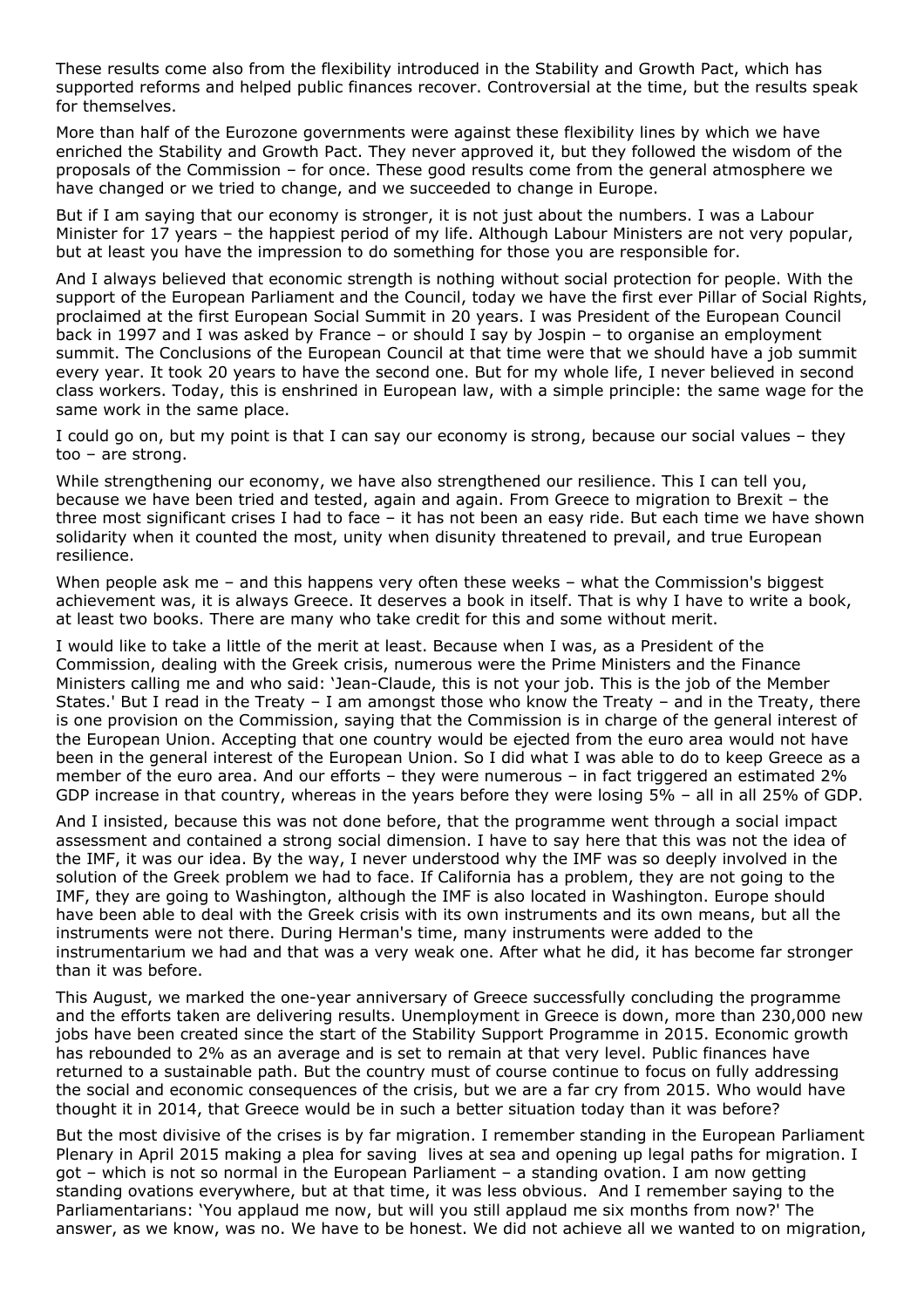These results come also from the flexibility introduced in the Stability and Growth Pact, which has supported reforms and helped public finances recover. Controversial at the time, but the results speak for themselves.

More than half of the Eurozone governments were against these flexibility lines by which we have enriched the Stability and Growth Pact. They never approved it, but they followed the wisdom of the proposals of the Commission – for once. These good results come from the general atmosphere we have changed or we tried to change, and we succeeded to change in Europe.

But if I am saying that our economy is stronger, it is not just about the numbers. I was a Labour Minister for 17 years – the happiest period of my life. Although Labour Ministers are not very popular, but at least you have the impression to do something for those you are responsible for.

And I always believed that economic strength is nothing without social protection for people. With the support of the European Parliament and the Council, today we have the first ever Pillar of Social Rights, proclaimed at the first European Social Summit in 20 years. I was President of the European Council back in 1997 and I was asked by France – or should I say by Jospin – to organise an employment summit. The Conclusions of the European Council at that time were that we should have a job summit every year. It took 20 years to have the second one. But for my whole life, I never believed in second class workers. Today, this is enshrined in European law, with a simple principle: the same wage for the same work in the same place.

I could go on, but my point is that I can say our economy is strong, because our social values – they too – are strong.

While strengthening our economy, we have also strengthened our resilience. This I can tell you, because we have been tried and tested, again and again. From Greece to migration to Brexit – the three most significant crises I had to face – it has not been an easy ride. But each time we have shown solidarity when it counted the most, unity when disunity threatened to prevail, and true European resilience.

When people ask me – and this happens very often these weeks – what the Commission's biggest achievement was, it is always Greece. It deserves a book in itself. That is why I have to write a book, at least two books. There are many who take credit for this and some without merit.

I would like to take a little of the merit at least. Because when I was, as a President of the Commission, dealing with the Greek crisis, numerous were the Prime Ministers and the Finance Ministers calling me and who said: 'Jean-Claude, this is not your job. This is the job of the Member States.' But I read in the Treaty – I am amongst those who know the Treaty – and in the Treaty, there is one provision on the Commission, saying that the Commission is in charge of the general interest of the European Union. Accepting that one country would be ejected from the euro area would not have been in the general interest of the European Union. So I did what I was able to do to keep Greece as a member of the euro area. And our efforts – they were numerous – in fact triggered an estimated 2% GDP increase in that country, whereas in the years before they were losing 5% – all in all 25% of GDP.

And I insisted, because this was not done before, that the programme went through a social impact assessment and contained a strong social dimension. I have to say here that this was not the idea of the IMF, it was our idea. By the way, I never understood why the IMF was so deeply involved in the solution of the Greek problem we had to face. If California has a problem, they are not going to the IMF, they are going to Washington, although the IMF is also located in Washington. Europe should have been able to deal with the Greek crisis with its own instruments and its own means, but all the instruments were not there. During Herman's time, many instruments were added to the instrumentarium we had and that was a very weak one. After what he did, it has become far stronger than it was before.

This August, we marked the one-year anniversary of Greece successfully concluding the programme and the efforts taken are delivering results. Unemployment in Greece is down, more than 230,000 new jobs have been created since the start of the Stability Support Programme in 2015. Economic growth has rebounded to 2% as an average and is set to remain at that very level. Public finances have returned to a sustainable path. But the country must of course continue to focus on fully addressing the social and economic consequences of the crisis, but we are a far cry from 2015. Who would have thought it in 2014, that Greece would be in such a better situation today than it was before?

But the most divisive of the crises is by far migration. I remember standing in the European Parliament Plenary in April 2015 making a plea for saving lives at sea and opening up legal paths for migration. I got – which is not so normal in the European Parliament – a standing ovation. I am now getting standing ovations everywhere, but at that time, it was less obvious. And I remember saying to the Parliamentarians: 'You applaud me now, but will you still applaud me six months from now?' The answer, as we know, was no. We have to be honest. We did not achieve all we wanted to on migration,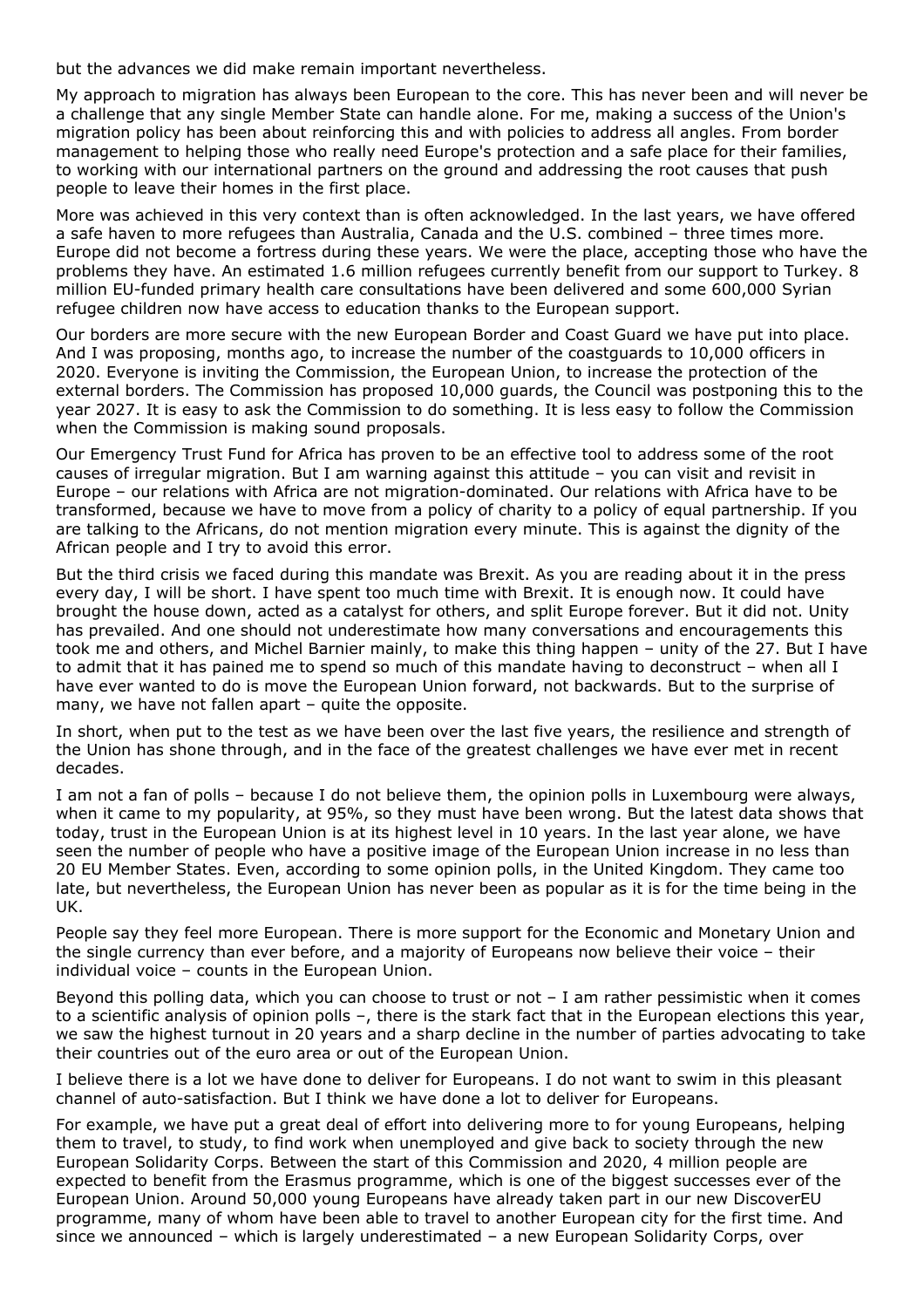but the advances we did make remain important nevertheless.

My approach to migration has always been European to the core. This has never been and will never be a challenge that any single Member State can handle alone. For me, making a success of the Union's migration policy has been about reinforcing this and with policies to address all angles. From border management to helping those who really need Europe's protection and a safe place for their families, to working with our international partners on the ground and addressing the root causes that push people to leave their homes in the first place.

More was achieved in this very context than is often acknowledged. In the last years, we have offered a safe haven to more refugees than Australia, Canada and the U.S. combined – three times more. Europe did not become a fortress during these years. We were the place, accepting those who have the problems they have. An estimated 1.6 million refugees currently benefit from our support to Turkey. 8 million EU-funded primary health care consultations have been delivered and some 600,000 Syrian refugee children now have access to education thanks to the European support.

Our borders are more secure with the new European Border and Coast Guard we have put into place. And I was proposing, months ago, to increase the number of the coastguards to 10,000 officers in 2020. Everyone is inviting the Commission, the European Union, to increase the protection of the external borders. The Commission has proposed 10,000 guards, the Council was postponing this to the year 2027. It is easy to ask the Commission to do something. It is less easy to follow the Commission when the Commission is making sound proposals.

Our Emergency Trust Fund for Africa has proven to be an effective tool to address some of the root causes of irregular migration. But I am warning against this attitude – you can visit and revisit in Europe – our relations with Africa are not migration-dominated. Our relations with Africa have to be transformed, because we have to move from a policy of charity to a policy of equal partnership. If you are talking to the Africans, do not mention migration every minute. This is against the dignity of the African people and I try to avoid this error.

But the third crisis we faced during this mandate was Brexit. As you are reading about it in the press every day, I will be short. I have spent too much time with Brexit. It is enough now. It could have brought the house down, acted as a catalyst for others, and split Europe forever. But it did not. Unity has prevailed. And one should not underestimate how many conversations and encouragements this took me and others, and Michel Barnier mainly, to make this thing happen – unity of the 27. But I have to admit that it has pained me to spend so much of this mandate having to deconstruct – when all I have ever wanted to do is move the European Union forward, not backwards. But to the surprise of many, we have not fallen apart – quite the opposite.

In short, when put to the test as we have been over the last five years, the resilience and strength of the Union has shone through, and in the face of the greatest challenges we have ever met in recent decades.

I am not a fan of polls – because I do not believe them, the opinion polls in Luxembourg were always, when it came to my popularity, at 95%, so they must have been wrong. But the latest data shows that today, trust in the European Union is at its highest level in 10 years. In the last year alone, we have seen the number of people who have a positive image of the European Union increase in no less than 20 EU Member States. Even, according to some opinion polls, in the United Kingdom. They came too late, but nevertheless, the European Union has never been as popular as it is for the time being in the UK.

People say they feel more European. There is more support for the Economic and Monetary Union and the single currency than ever before, and a majority of Europeans now believe their voice – their individual voice – counts in the European Union.

Beyond this polling data, which you can choose to trust or not – I am rather pessimistic when it comes to a scientific analysis of opinion polls –, there is the stark fact that in the European elections this year, we saw the highest turnout in 20 years and a sharp decline in the number of parties advocating to take their countries out of the euro area or out of the European Union.

I believe there is a lot we have done to deliver for Europeans. I do not want to swim in this pleasant channel of auto-satisfaction. But I think we have done a lot to deliver for Europeans.

For example, we have put a great deal of effort into delivering more to for young Europeans, helping them to travel, to study, to find work when unemployed and give back to society through the new European Solidarity Corps. Between the start of this Commission and 2020, 4 million people are expected to benefit from the Erasmus programme, which is one of the biggest successes ever of the European Union. Around 50,000 young Europeans have already taken part in our new DiscoverEU programme, many of whom have been able to travel to another European city for the first time. And since we announced – which is largely underestimated – a new European Solidarity Corps, over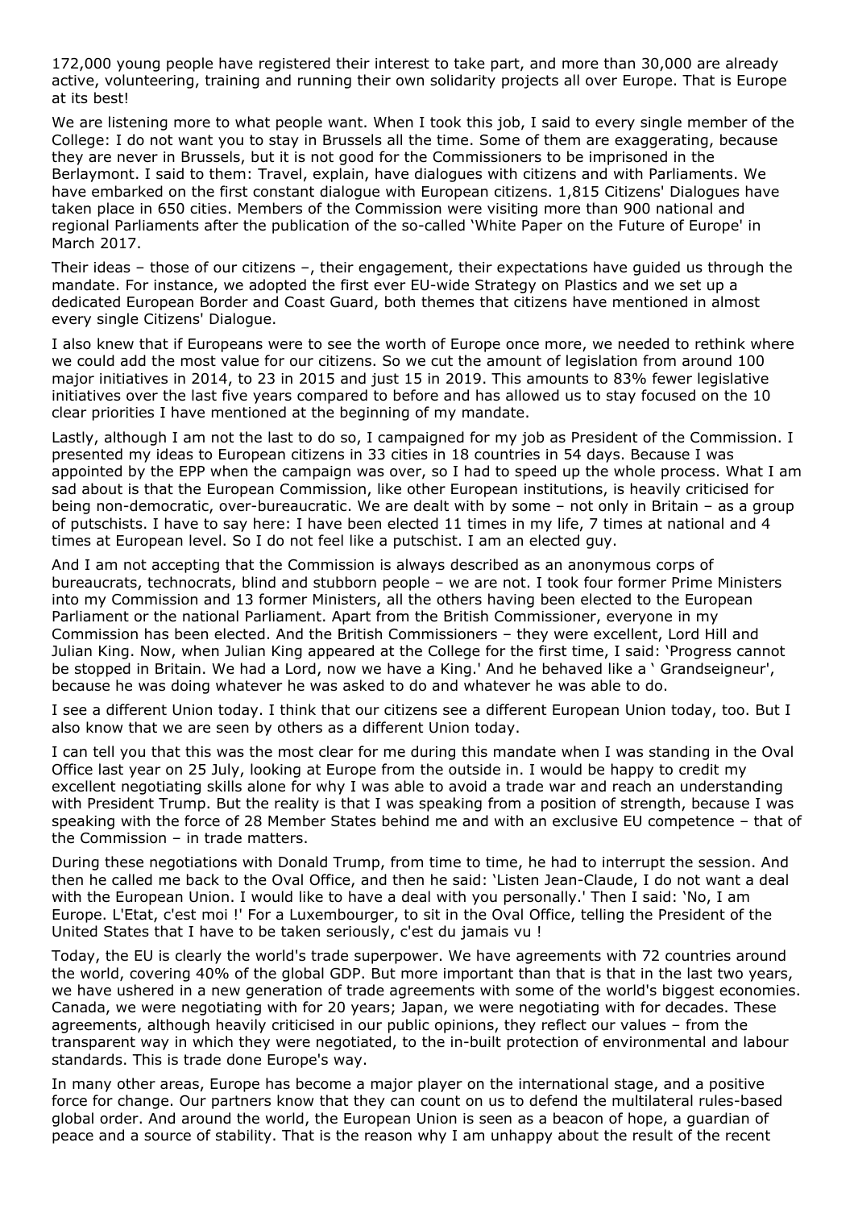172,000 young people have registered their interest to take part, and more than 30,000 are already active, volunteering, training and running their own solidarity projects all over Europe. That is Europe at its best!

We are listening more to what people want. When I took this job, I said to every single member of the College: I do not want you to stay in Brussels all the time. Some of them are exaggerating, because they are never in Brussels, but it is not good for the Commissioners to be imprisoned in the Berlaymont. I said to them: Travel, explain, have dialogues with citizens and with Parliaments. We have embarked on the first constant dialogue with European citizens. 1,815 Citizens' Dialogues have taken place in 650 cities. Members of the Commission were visiting more than 900 national and regional Parliaments after the publication of the so-called 'White Paper on the Future of Europe' in March 2017.

Their ideas – those of our citizens –, their engagement, their expectations have guided us through the mandate. For instance, we adopted the first ever EU-wide Strategy on Plastics and we set up a dedicated European Border and Coast Guard, both themes that citizens have mentioned in almost every single Citizens' Dialogue.

I also knew that if Europeans were to see the worth of Europe once more, we needed to rethink where we could add the most value for our citizens. So we cut the amount of legislation from around 100 major initiatives in 2014, to 23 in 2015 and just 15 in 2019. This amounts to 83% fewer legislative initiatives over the last five years compared to before and has allowed us to stay focused on the 10 clear priorities I have mentioned at the beginning of my mandate.

Lastly, although I am not the last to do so, I campaigned for my job as President of the Commission. I presented my ideas to European citizens in 33 cities in 18 countries in 54 days. Because I was appointed by the EPP when the campaign was over, so I had to speed up the whole process. What I am sad about is that the European Commission, like other European institutions, is heavily criticised for being non-democratic, over-bureaucratic. We are dealt with by some – not only in Britain – as a group of putschists. I have to say here: I have been elected 11 times in my life, 7 times at national and 4 times at European level. So I do not feel like a putschist. I am an elected guy.

And I am not accepting that the Commission is always described as an anonymous corps of bureaucrats, technocrats, blind and stubborn people – we are not. I took four former Prime Ministers into my Commission and 13 former Ministers, all the others having been elected to the European Parliament or the national Parliament. Apart from the British Commissioner, everyone in my Commission has been elected. And the British Commissioners – they were excellent, Lord Hill and Julian King. Now, when Julian King appeared at the College for the first time, I said: 'Progress cannot be stopped in Britain. We had a Lord, now we have a King.' And he behaved like a ' Grandseigneur', because he was doing whatever he was asked to do and whatever he was able to do.

I see a different Union today. I think that our citizens see a different European Union today, too. But I also know that we are seen by others as a different Union today.

I can tell you that this was the most clear for me during this mandate when I was standing in the Oval Office last year on 25 July, looking at Europe from the outside in. I would be happy to credit my excellent negotiating skills alone for why I was able to avoid a trade war and reach an understanding with President Trump. But the reality is that I was speaking from a position of strength, because I was speaking with the force of 28 Member States behind me and with an exclusive EU competence – that of the Commission – in trade matters.

During these negotiations with Donald Trump, from time to time, he had to interrupt the session. And then he called me back to the Oval Office, and then he said: 'Listen Jean-Claude, I do not want a deal with the European Union. I would like to have a deal with you personally.' Then I said: 'No, I am Europe. L'Etat, c'est moi !' For a Luxembourger, to sit in the Oval Office, telling the President of the United States that I have to be taken seriously, c'est du jamais vu !

Today, the EU is clearly the world's trade superpower. We have agreements with 72 countries around the world, covering 40% of the global GDP. But more important than that is that in the last two years, we have ushered in a new generation of trade agreements with some of the world's biggest economies. Canada, we were negotiating with for 20 years; Japan, we were negotiating with for decades. These agreements, although heavily criticised in our public opinions, they reflect our values – from the transparent way in which they were negotiated, to the in-built protection of environmental and labour standards. This is trade done Europe's way.

In many other areas, Europe has become a major player on the international stage, and a positive force for change. Our partners know that they can count on us to defend the multilateral rules-based global order. And around the world, the European Union is seen as a beacon of hope, a guardian of peace and a source of stability. That is the reason why I am unhappy about the result of the recent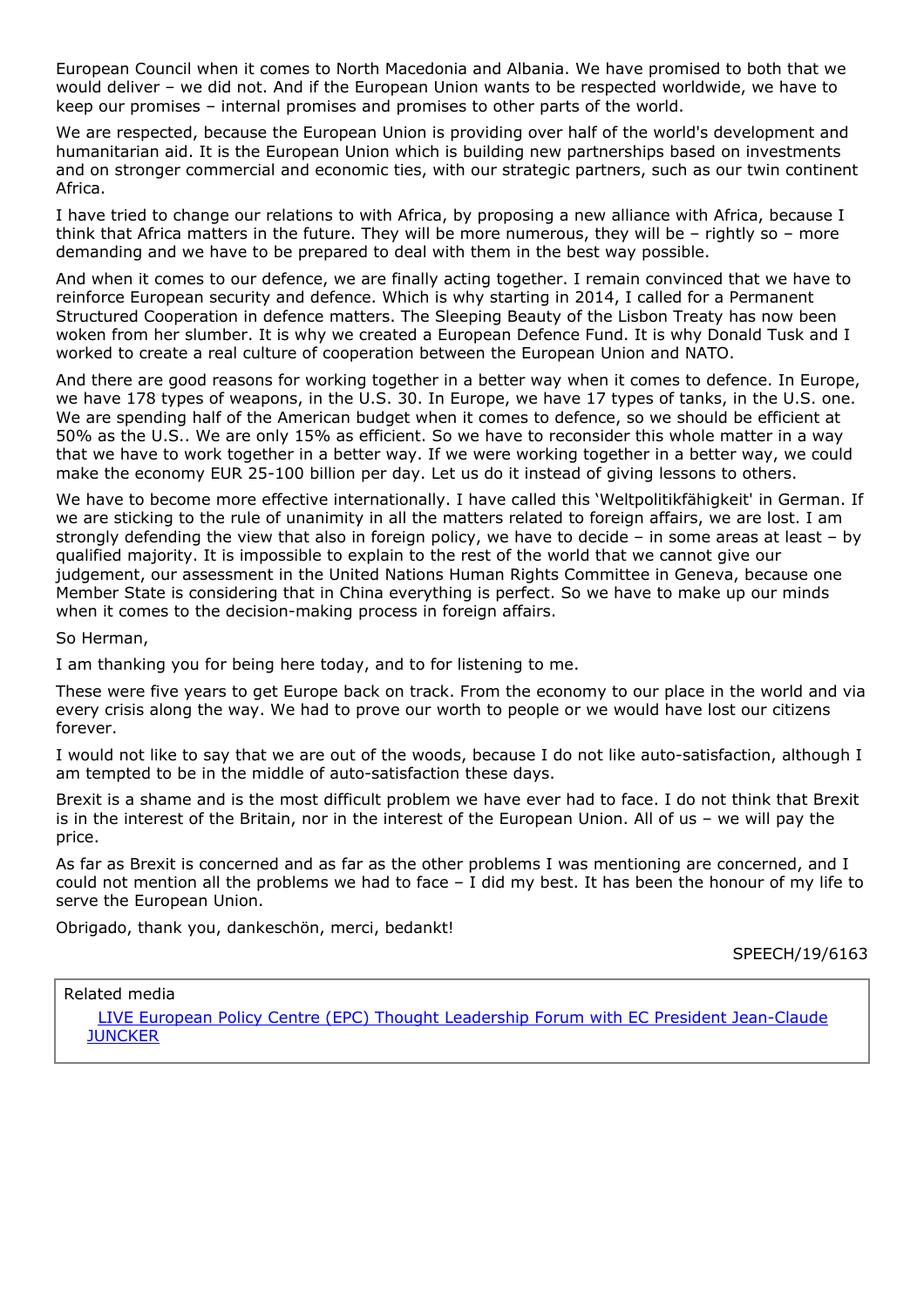European Council when it comes to North Macedonia and Albania. We have promised to both that we would deliver – we did not. And if the European Union wants to be respected worldwide, we have to keep our promises – internal promises and promises to other parts of the world.

We are respected, because the European Union is providing over half of the world's development and humanitarian aid. It is the European Union which is building new partnerships based on investments and on stronger commercial and economic ties, with our strategic partners, such as our twin continent Africa.

I have tried to change our relations to with Africa, by proposing a new alliance with Africa, because I think that Africa matters in the future. They will be more numerous, they will be – rightly so – more demanding and we have to be prepared to deal with them in the best way possible.

And when it comes to our defence, we are finally acting together. I remain convinced that we have to reinforce European security and defence. Which is why starting in 2014, I called for a Permanent Structured Cooperation in defence matters. The Sleeping Beauty of the Lisbon Treaty has now been woken from her slumber. It is why we created a European Defence Fund. It is why Donald Tusk and I worked to create a real culture of cooperation between the European Union and NATO.

And there are good reasons for working together in a better way when it comes to defence. In Europe, we have 178 types of weapons, in the U.S. 30. In Europe, we have 17 types of tanks, in the U.S. one. We are spending half of the American budget when it comes to defence, so we should be efficient at 50% as the U.S.. We are only 15% as efficient. So we have to reconsider this whole matter in a way that we have to work together in a better way. If we were working together in a better way, we could make the economy EUR 25-100 billion per day. Let us do it instead of giving lessons to others.

We have to become more effective internationally. I have called this 'Weltpolitikfähigkeit' in German. If we are sticking to the rule of unanimity in all the matters related to foreign affairs, we are lost. I am strongly defending the view that also in foreign policy, we have to decide – in some areas at least – by qualified majority. It is impossible to explain to the rest of the world that we cannot give our judgement, our assessment in the United Nations Human Rights Committee in Geneva, because one Member State is considering that in China everything is perfect. So we have to make up our minds when it comes to the decision-making process in foreign affairs.

So Herman,

I am thanking you for being here today, and to for listening to me.

These were five years to get Europe back on track. From the economy to our place in the world and via every crisis along the way. We had to prove our worth to people or we would have lost our citizens forever.

I would not like to say that we are out of the woods, because I do not like auto-satisfaction, although I am tempted to be in the middle of auto-satisfaction these days.

Brexit is a shame and is the most difficult problem we have ever had to face. I do not think that Brexit is in the interest of the Britain, nor in the interest of the European Union. All of us – we will pay the price.

As far as Brexit is concerned and as far as the other problems I was mentioning are concerned, and I could not mention all the problems we had to face – I did my best. It has been the honour of my life to serve the European Union.

Obrigado, thank you, dankeschön, merci, bedankt!

SPEECH/19/6163

Related media

[LIVE European Policy Centre (EPC) Thought Leadership Forum with EC President Jean-Claude JUNCKER]